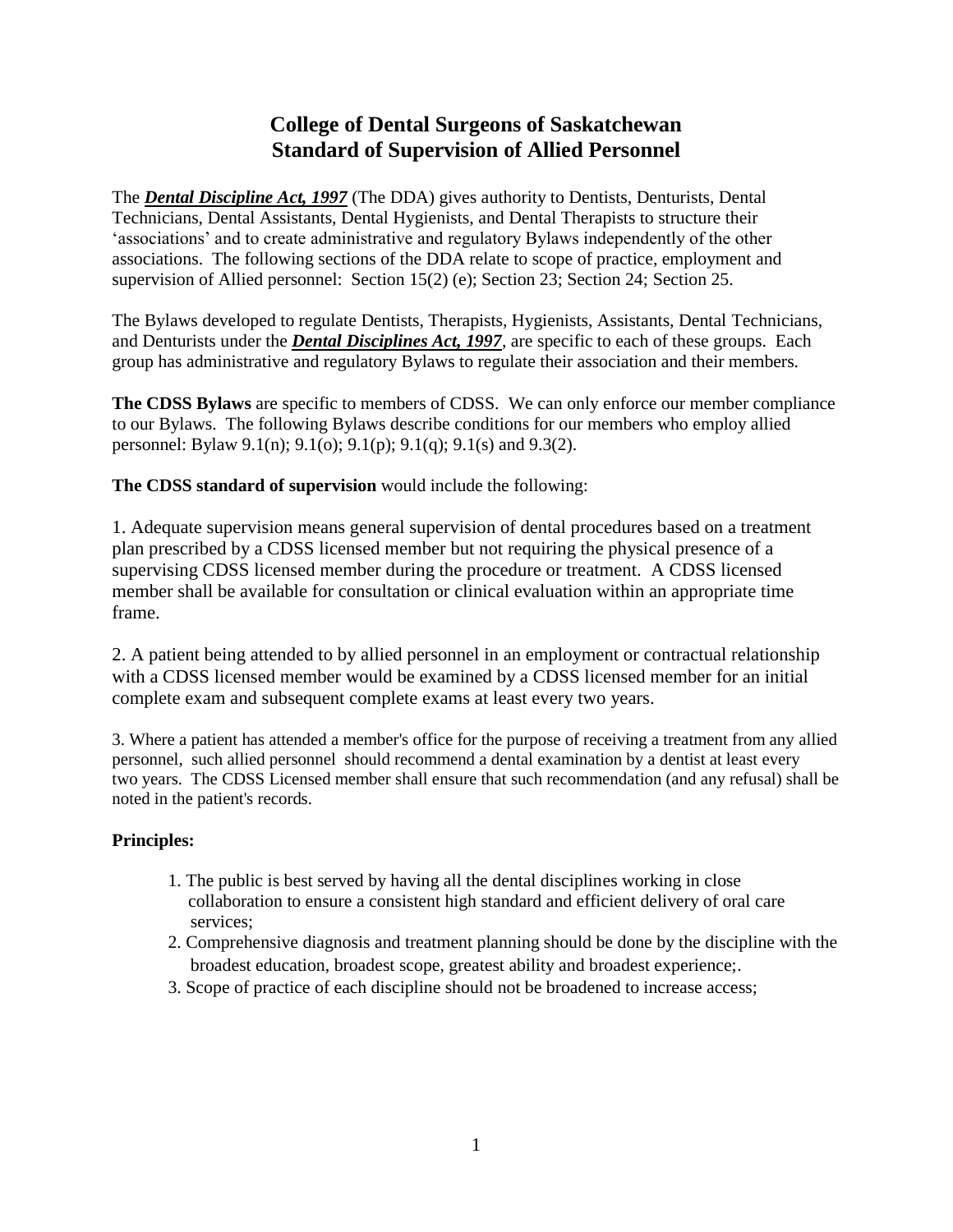# College of Dental Surgeons of Saskatchewan
# Standard of Supervision of Allied Personnel

The ***Dental Discipline Act, 1997*** (The DDA) gives authority to Dentists, Denturists, Dental Technicians, Dental Assistants, Dental Hygienists, and Dental Therapists to structure their 'associations' and to create administrative and regulatory Bylaws independently of the other associations. The following sections of the DDA relate to scope of practice, employment and supervision of Allied personnel: Section 15(2) (e); Section 23; Section 24; Section 25.

The Bylaws developed to regulate Dentists, Therapists, Hygienists, Assistants, Dental Technicians, and Denturists under the ***Dental Disciplines Act, 1997***, are specific to each of these groups. Each group has administrative and regulatory Bylaws to regulate their association and their members.

**The CDSS Bylaws** are specific to members of CDSS. We can only enforce our member compliance to our Bylaws. The following Bylaws describe conditions for our members who employ allied personnel: Bylaw 9.1(n); 9.1(o); 9.1(p); 9.1(q); 9.1(s) and 9.3(2).

**The CDSS standard of supervision** would include the following:

1. Adequate supervision means general supervision of dental procedures based on a treatment plan prescribed by a CDSS licensed member but not requiring the physical presence of a supervising CDSS licensed member during the procedure or treatment. A CDSS licensed member shall be available for consultation or clinical evaluation within an appropriate time frame.

2. A patient being attended to by allied personnel in an employment or contractual relationship with a CDSS licensed member would be examined by a CDSS licensed member for an initial complete exam and subsequent complete exams at least every two years.

3. Where a patient has attended a member's office for the purpose of receiving a treatment from any allied personnel, such allied personnel should recommend a dental examination by a dentist at least every two years. The CDSS Licensed member shall ensure that such recommendation (and any refusal) shall be noted in the patient's records.

**Principles:**

1. The public is best served by having all the dental disciplines working in close collaboration to ensure a consistent high standard and efficient delivery of oral care services;
2. Comprehensive diagnosis and treatment planning should be done by the discipline with the broadest education, broadest scope, greatest ability and broadest experience;.
3. Scope of practice of each discipline should not be broadened to increase access;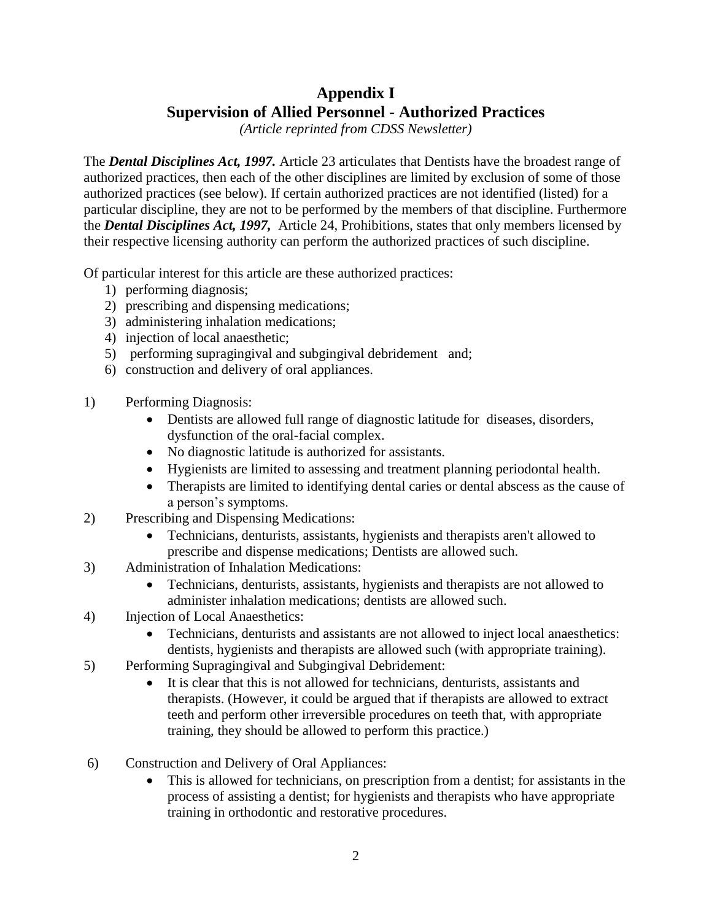# Appendix I
## Supervision of Allied Personnel - Authorized Practices

*(Article reprinted from CDSS Newsletter)*

The ***Dental Disciplines Act, 1997.*** Article 23 articulates that Dentists have the broadest range of authorized practices, then each of the other disciplines are limited by exclusion of some of those authorized practices (see below). If certain authorized practices are not identified (listed) for a particular discipline, they are not to be performed by the members of that discipline. Furthermore the ***Dental Disciplines Act, 1997,*** Article 24, Prohibitions, states that only members licensed by their respective licensing authority can perform the authorized practices of such discipline.

Of particular interest for this article are these authorized practices:

1) performing diagnosis;
2) prescribing and dispensing medications;
3) administering inhalation medications;
4) injection of local anaesthetic;
5) performing supragingival and subgingival debridement and;
6) construction and delivery of oral appliances.

1) Performing Diagnosis:
   - Dentists are allowed full range of diagnostic latitude for diseases, disorders, dysfunction of the oral-facial complex.
   - No diagnostic latitude is authorized for assistants.
   - Hygienists are limited to assessing and treatment planning periodontal health.
   - Therapists are limited to identifying dental caries or dental abscess as the cause of a person's symptoms.
2) Prescribing and Dispensing Medications:
   - Technicians, denturists, assistants, hygienists and therapists aren't allowed to prescribe and dispense medications; Dentists are allowed such.
3) Administration of Inhalation Medications:
   - Technicians, denturists, assistants, hygienists and therapists are not allowed to administer inhalation medications; dentists are allowed such.
4) Injection of Local Anaesthetics:
   - Technicians, denturists and assistants are not allowed to inject local anaesthetics: dentists, hygienists and therapists are allowed such (with appropriate training).
5) Performing Supragingival and Subgingival Debridement:
   - It is clear that this is not allowed for technicians, denturists, assistants and therapists. (However, it could be argued that if therapists are allowed to extract teeth and perform other irreversible procedures on teeth that, with appropriate training, they should be allowed to perform this practice.)
6) Construction and Delivery of Oral Appliances:
   - This is allowed for technicians, on prescription from a dentist; for assistants in the process of assisting a dentist; for hygienists and therapists who have appropriate training in orthodontic and restorative procedures.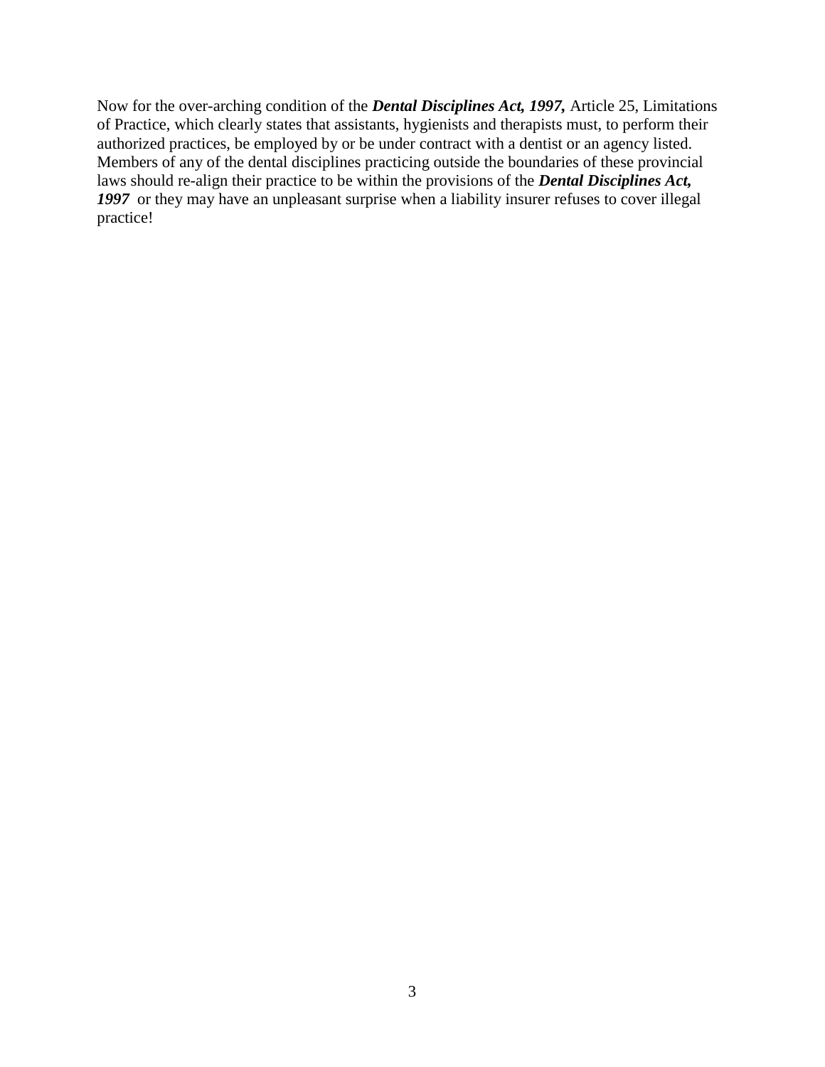Now for the over-arching condition of the ***Dental Disciplines Act, 1997,*** Article 25, Limitations of Practice, which clearly states that assistants, hygienists and therapists must, to perform their authorized practices, be employed by or be under contract with a dentist or an agency listed. Members of any of the dental disciplines practicing outside the boundaries of these provincial laws should re-align their practice to be within the provisions of the ***Dental Disciplines Act, 1997*** or they may have an unpleasant surprise when a liability insurer refuses to cover illegal practice!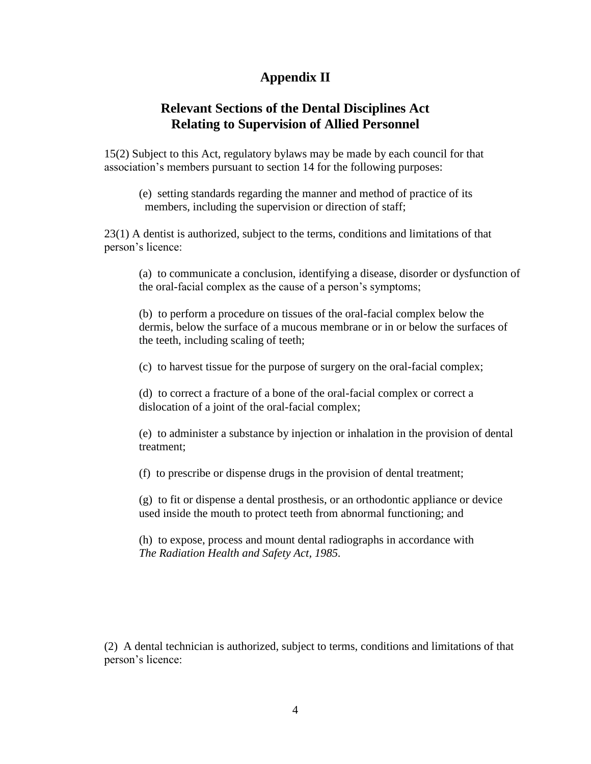# Appendix II

## Relevant Sections of the Dental Disciplines Act Relating to Supervision of Allied Personnel

15(2) Subject to this Act, regulatory bylaws may be made by each council for that association's members pursuant to section 14 for the following purposes:

(e) setting standards regarding the manner and method of practice of its members, including the supervision or direction of staff;

23(1) A dentist is authorized, subject to the terms, conditions and limitations of that person's licence:

(a) to communicate a conclusion, identifying a disease, disorder or dysfunction of the oral-facial complex as the cause of a person's symptoms;

(b) to perform a procedure on tissues of the oral-facial complex below the dermis, below the surface of a mucous membrane or in or below the surfaces of the teeth, including scaling of teeth;

(c) to harvest tissue for the purpose of surgery on the oral-facial complex;

(d) to correct a fracture of a bone of the oral-facial complex or correct a dislocation of a joint of the oral-facial complex;

(e) to administer a substance by injection or inhalation in the provision of dental treatment;

(f) to prescribe or dispense drugs in the provision of dental treatment;

(g) to fit or dispense a dental prosthesis, or an orthodontic appliance or device used inside the mouth to protect teeth from abnormal functioning; and

(h) to expose, process and mount dental radiographs in accordance with *The Radiation Health and Safety Act, 1985*.

(2) A dental technician is authorized, subject to terms, conditions and limitations of that person's licence: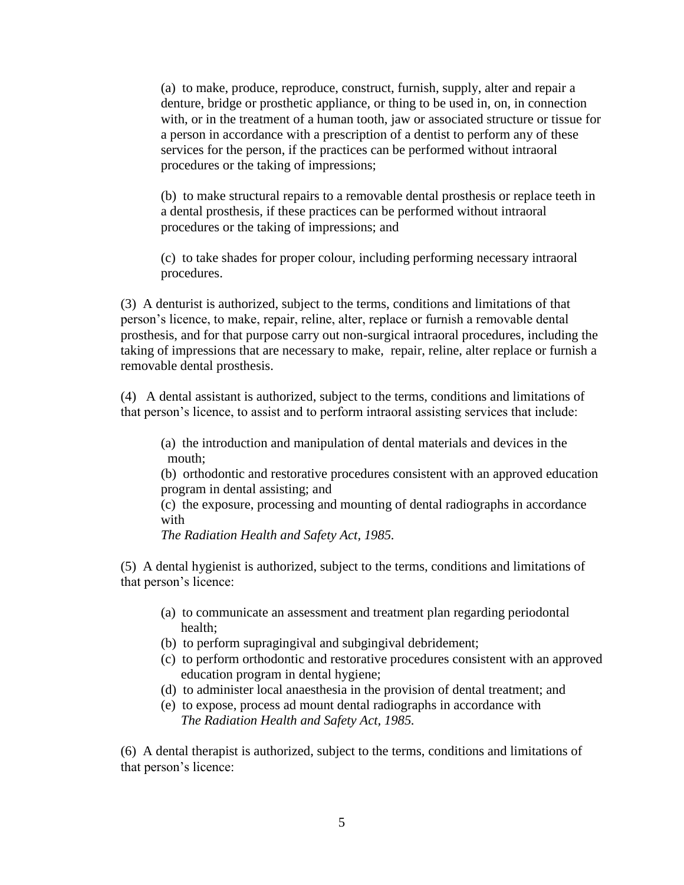(a) to make, produce, reproduce, construct, furnish, supply, alter and repair a denture, bridge or prosthetic appliance, or thing to be used in, on, in connection with, or in the treatment of a human tooth, jaw or associated structure or tissue for a person in accordance with a prescription of a dentist to perform any of these services for the person, if the practices can be performed without intraoral procedures or the taking of impressions;

(b) to make structural repairs to a removable dental prosthesis or replace teeth in a dental prosthesis, if these practices can be performed without intraoral procedures or the taking of impressions; and

(c) to take shades for proper colour, including performing necessary intraoral procedures.

(3) A denturist is authorized, subject to the terms, conditions and limitations of that person's licence, to make, repair, reline, alter, replace or furnish a removable dental prosthesis, and for that purpose carry out non-surgical intraoral procedures, including the taking of impressions that are necessary to make, repair, reline, alter replace or furnish a removable dental prosthesis.

(4) A dental assistant is authorized, subject to the terms, conditions and limitations of that person's licence, to assist and to perform intraoral assisting services that include:

(a) the introduction and manipulation of dental materials and devices in the mouth;
(b) orthodontic and restorative procedures consistent with an approved education program in dental assisting; and
(c) the exposure, processing and mounting of dental radiographs in accordance with *The Radiation Health and Safety Act, 1985.*

(5) A dental hygienist is authorized, subject to the terms, conditions and limitations of that person's licence:

(a) to communicate an assessment and treatment plan regarding periodontal health;
(b) to perform supragingival and subgingival debridement;
(c) to perform orthodontic and restorative procedures consistent with an approved education program in dental hygiene;
(d) to administer local anaesthesia in the provision of dental treatment; and
(e) to expose, process ad mount dental radiographs in accordance with *The Radiation Health and Safety Act, 1985.*

(6) A dental therapist is authorized, subject to the terms, conditions and limitations of that person's licence: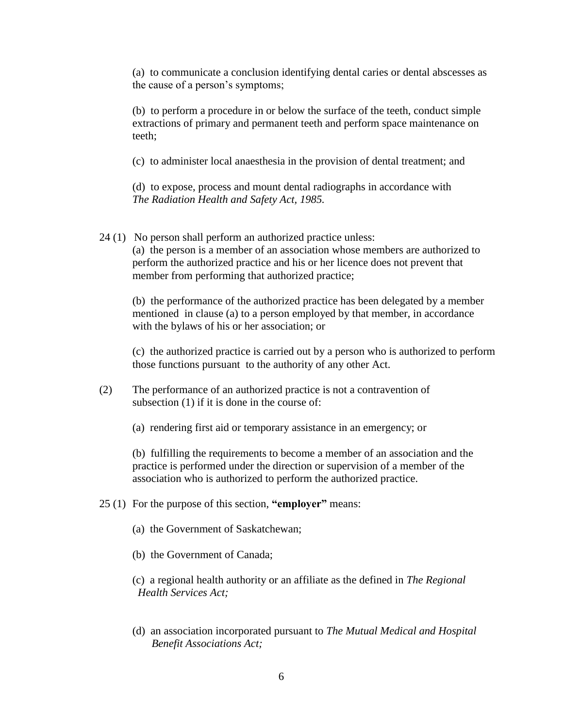(a) to communicate a conclusion identifying dental caries or dental abscesses as the cause of a person's symptoms;

(b) to perform a procedure in or below the surface of the teeth, conduct simple extractions of primary and permanent teeth and perform space maintenance on teeth;

(c) to administer local anaesthesia in the provision of dental treatment; and

(d) to expose, process and mount dental radiographs in accordance with *The Radiation Health and Safety Act, 1985.*

24 (1) No person shall perform an authorized practice unless:

(a) the person is a member of an association whose members are authorized to perform the authorized practice and his or her licence does not prevent that member from performing that authorized practice;

(b) the performance of the authorized practice has been delegated by a member mentioned in clause (a) to a person employed by that member, in accordance with the bylaws of his or her association; or

(c) the authorized practice is carried out by a person who is authorized to perform those functions pursuant to the authority of any other Act.

(2) The performance of an authorized practice is not a contravention of subsection (1) if it is done in the course of:

(a) rendering first aid or temporary assistance in an emergency; or

(b) fulfilling the requirements to become a member of an association and the practice is performed under the direction or supervision of a member of the association who is authorized to perform the authorized practice.

25 (1) For the purpose of this section, **"employer"** means:

(a) the Government of Saskatchewan;

(b) the Government of Canada;

(c) a regional health authority or an affiliate as the defined in *The Regional Health Services Act;*

(d) an association incorporated pursuant to *The Mutual Medical and Hospital Benefit Associations Act;*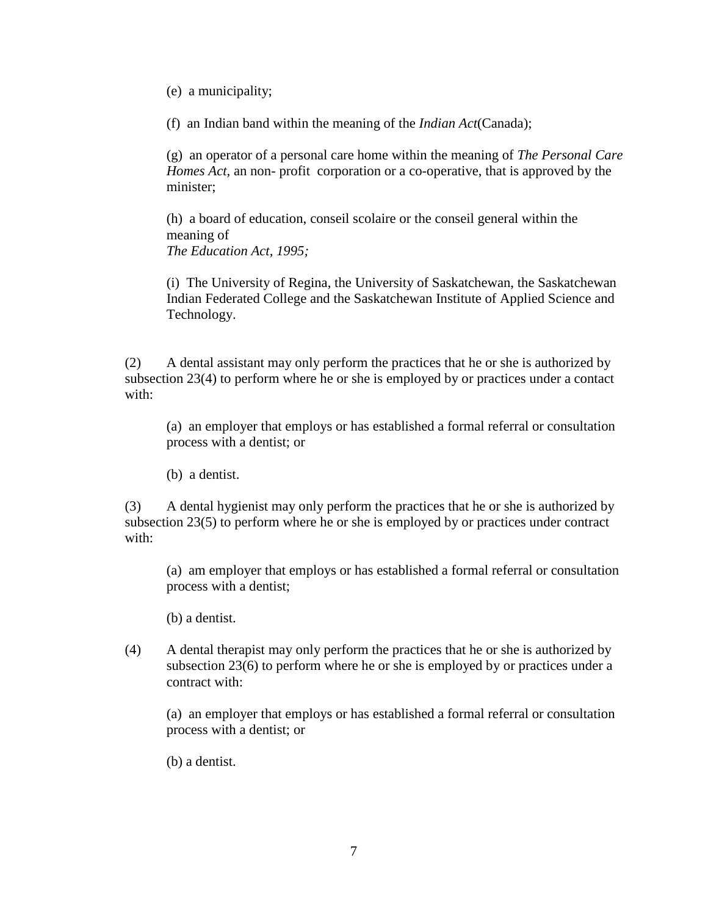(e) a municipality;

(f) an Indian band within the meaning of the *Indian Act*(Canada);

(g) an operator of a personal care home within the meaning of *The Personal Care Homes Act*, an non- profit corporation or a co-operative, that is approved by the minister;

(h) a board of education, conseil scolaire or the conseil general within the meaning of
*The Education Act, 1995;*

(i) The University of Regina, the University of Saskatchewan, the Saskatchewan Indian Federated College and the Saskatchewan Institute of Applied Science and Technology.

(2) A dental assistant may only perform the practices that he or she is authorized by subsection 23(4) to perform where he or she is employed by or practices under a contact with:

(a) an employer that employs or has established a formal referral or consultation process with a dentist; or

(b) a dentist.

(3) A dental hygienist may only perform the practices that he or she is authorized by subsection 23(5) to perform where he or she is employed by or practices under contract with:

(a) am employer that employs or has established a formal referral or consultation process with a dentist;

(b) a dentist.

(4) A dental therapist may only perform the practices that he or she is authorized by subsection 23(6) to perform where he or she is employed by or practices under a contract with:

(a) an employer that employs or has established a formal referral or consultation process with a dentist; or

(b) a dentist.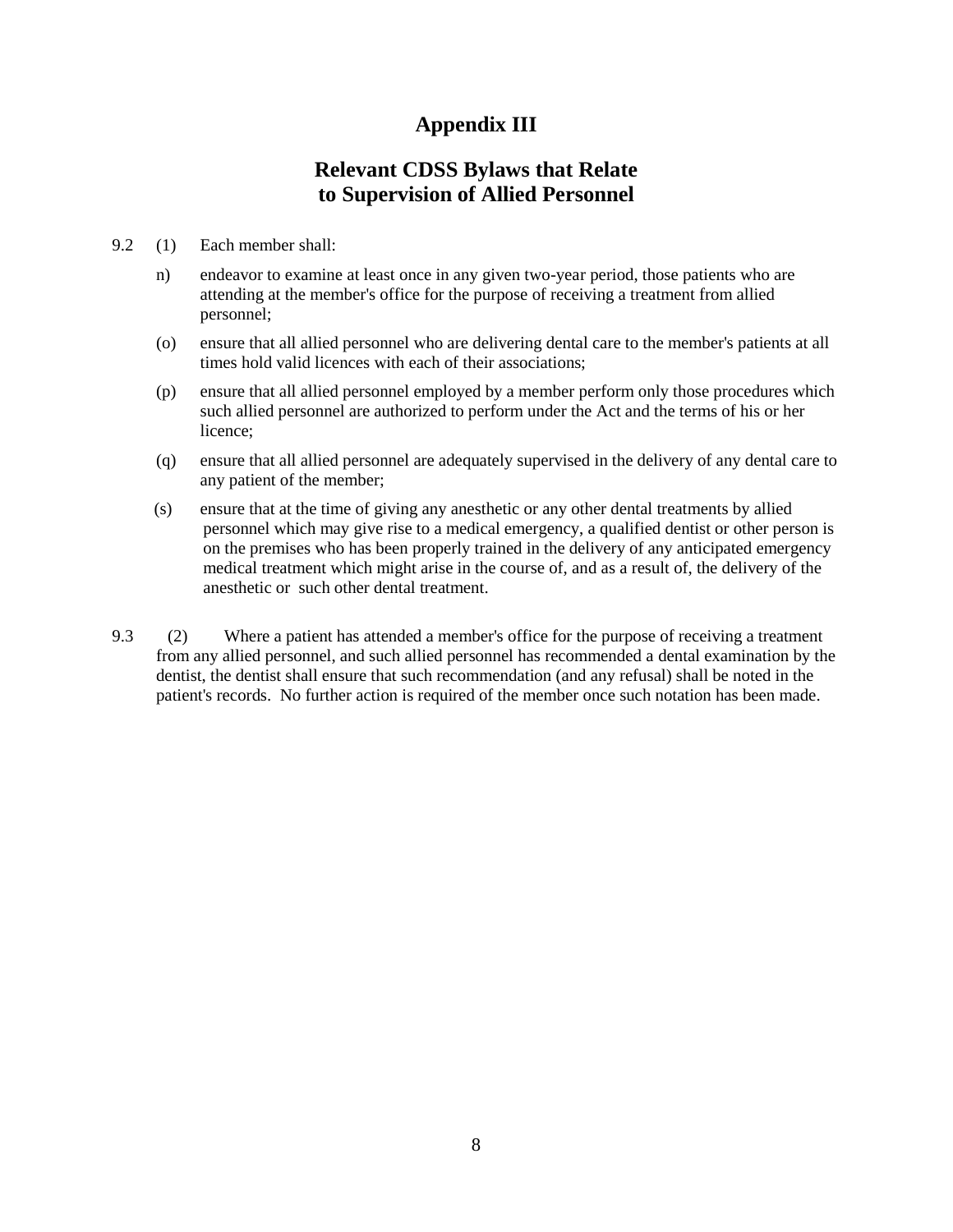# Appendix III

## Relevant CDSS Bylaws that Relate to Supervision of Allied Personnel

9.2 (1) Each member shall:

n) endeavor to examine at least once in any given two-year period, those patients who are attending at the member's office for the purpose of receiving a treatment from allied personnel;

(o) ensure that all allied personnel who are delivering dental care to the member's patients at all times hold valid licences with each of their associations;

(p) ensure that all allied personnel employed by a member perform only those procedures which such allied personnel are authorized to perform under the Act and the terms of his or her licence;

(q) ensure that all allied personnel are adequately supervised in the delivery of any dental care to any patient of the member;

(s) ensure that at the time of giving any anesthetic or any other dental treatments by allied personnel which may give rise to a medical emergency, a qualified dentist or other person is on the premises who has been properly trained in the delivery of any anticipated emergency medical treatment which might arise in the course of, and as a result of, the delivery of the anesthetic or such other dental treatment.

9.3 (2) Where a patient has attended a member's office for the purpose of receiving a treatment from any allied personnel, and such allied personnel has recommended a dental examination by the dentist, the dentist shall ensure that such recommendation (and any refusal) shall be noted in the patient's records. No further action is required of the member once such notation has been made.